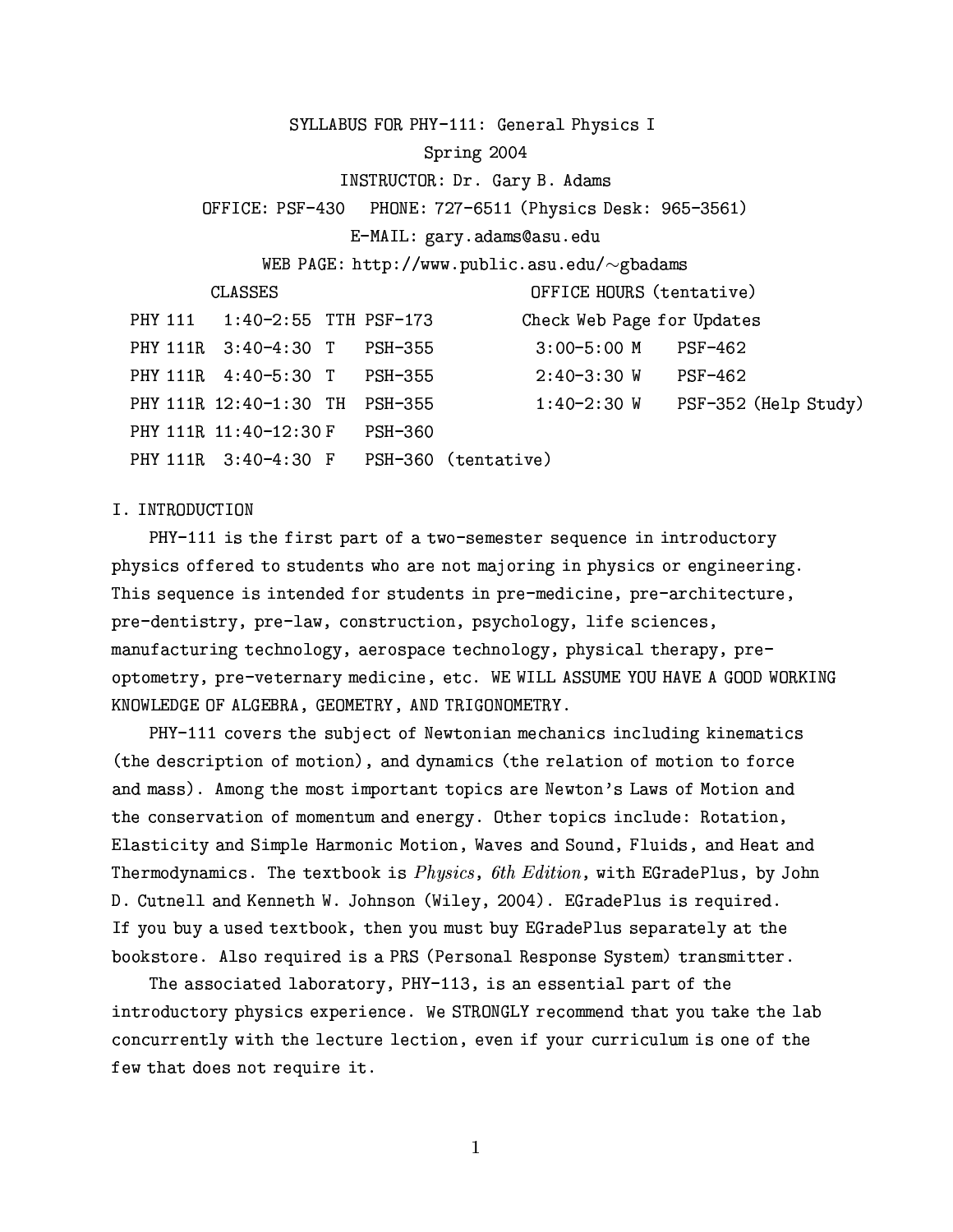# SYLLABUS FOR PHY-111: General Physics I

Spring 2004

INSTRUCTOR: Dr. Gary B. Adams

OFFICE: PSF-430 PHONE: 727-6511 (Physics Desk: 965-3561)

E-MAIL: gary.adams@asu.edu

WEB PAGE: http://www.public.asu.edu/~gbadams

| CLASSES | | | | OFFICE HOURS (tentative) | | |
|---|---|---|---|---|---|---|
| | | | | Check Web Page for Updates | | |
| PHY 111 | 1:40-2:55 | TTH | PSF-173 | 3:00-5:00 | M | PSF-462 |
| PHY 111R | 3:40-4:30 | T | PSH-355 | 2:40-3:30 | W | PSF-462 |
| PHY 111R | 4:40-5:30 | T | PSH-355 | 1:40-2:30 | W | PSF-352 (Help Study) |
| PHY 111R | 12:40-1:30 | TH | PSH-355 | | | |
| PHY 111R | 11:40-12:30 | F | PSH-360 | | | |
| PHY 111R | 3:40-4:30 | F | PSH-360 (tentative) | | | |

## I. INTRODUCTION

PHY-111 is the first part of a two-semester sequence in introductory physics offered to students who are not majoring in physics or engineering. This sequence is intended for students in pre-medicine, pre-architecture, pre-dentistry, pre-law, construction, psychology, life sciences, manufacturing technology, aerospace technology, physical therapy, pre-optometry, pre-veternary medicine, etc. WE WILL ASSUME YOU HAVE A GOOD WORKING KNOWLEDGE OF ALGEBRA, GEOMETRY, AND TRIGONOMETRY.

PHY-111 covers the subject of Newtonian mechanics including kinematics (the description of motion), and dynamics (the relation of motion to force and mass). Among the most important topics are Newton's Laws of Motion and the conservation of momentum and energy. Other topics include: Rotation, Elasticity and Simple Harmonic Motion, Waves and Sound, Fluids, and Heat and Thermodynamics. The textbook is *Physics, 6th Edition*, with EGradePlus, by John D. Cutnell and Kenneth W. Johnson (Wiley, 2004). EGradePlus is required. If you buy a used textbook, then you must buy EGradePlus separately at the bookstore. Also required is a PRS (Personal Response System) transmitter.

The associated laboratory, PHY-113, is an essential part of the introductory physics experience. We STRONGLY recommend that you take the lab concurrently with the lecture lection, even if your curriculum is one of the few that does not require it.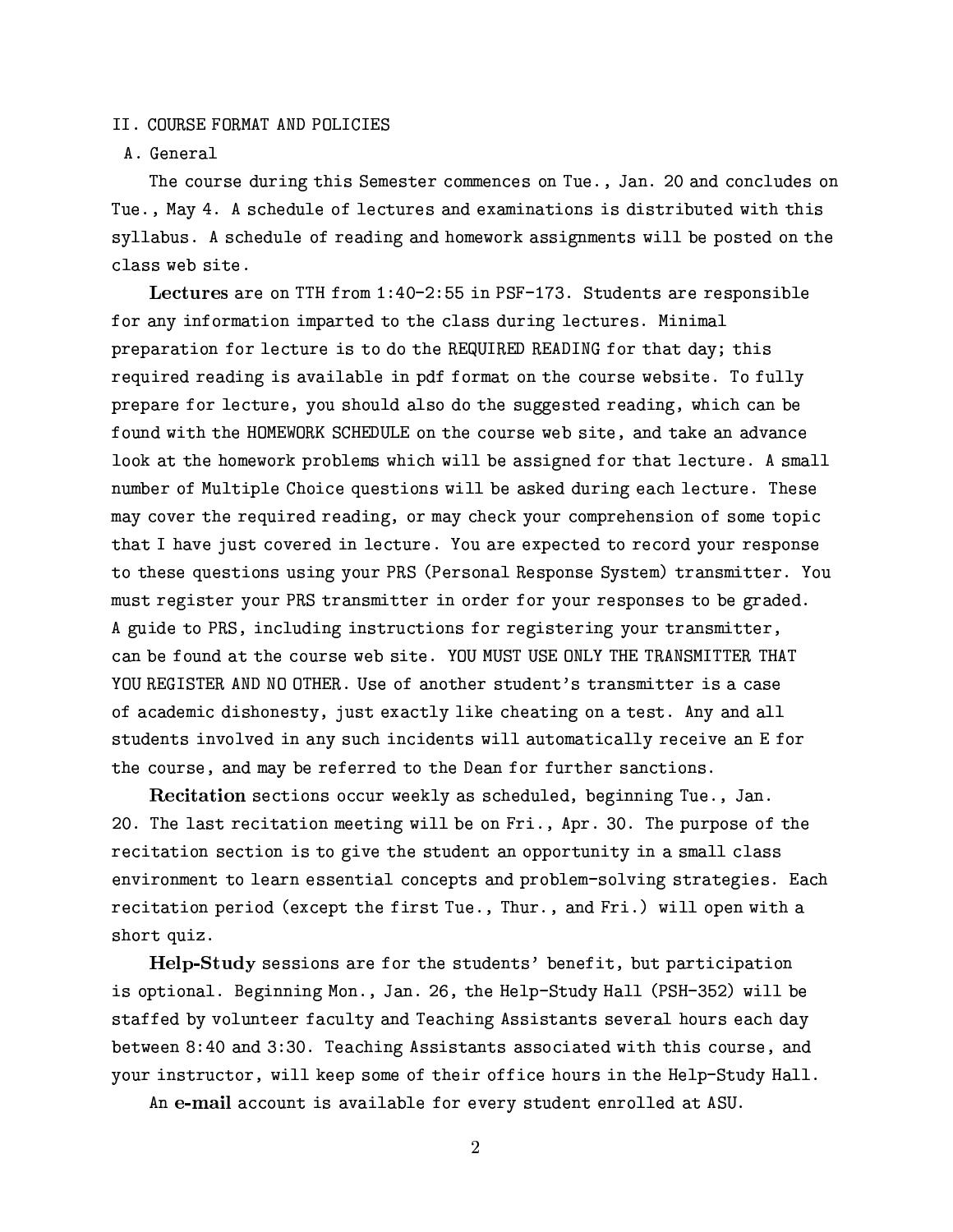## II. COURSE FORMAT AND POLICIES

### A. General

The course during this Semester commences on Tue., Jan. 20 and concludes on Tue., May 4. A schedule of lectures and examinations is distributed with this syllabus. A schedule of reading and homework assignments will be posted on the class web site.

**Lectures** are on TTH from 1:40-2:55 in PSF-173. Students are responsible for any information imparted to the class during lectures. Minimal preparation for lecture is to do the REQUIRED READING for that day; this required reading is available in pdf format on the course website. To fully prepare for lecture, you should also do the suggested reading, which can be found with the HOMEWORK SCHEDULE on the course web site, and take an advance look at the homework problems which will be assigned for that lecture. A small number of Multiple Choice questions will be asked during each lecture. These may cover the required reading, or may check your comprehension of some topic that I have just covered in lecture. You are expected to record your response to these questions using your PRS (Personal Response System) transmitter. You must register your PRS transmitter in order for your responses to be graded. A guide to PRS, including instructions for registering your transmitter, can be found at the course web site. YOU MUST USE ONLY THE TRANSMITTER THAT YOU REGISTER AND NO OTHER. Use of another student's transmitter is a case of academic dishonesty, just exactly like cheating on a test. Any and all students involved in any such incidents will automatically receive an E for the course, and may be referred to the Dean for further sanctions.

**Recitation** sections occur weekly as scheduled, beginning Tue., Jan. 20. The last recitation meeting will be on Fri., Apr. 30. The purpose of the recitation section is to give the student an opportunity in a small class environment to learn essential concepts and problem-solving strategies. Each recitation period (except the first Tue., Thur., and Fri.) will open with a short quiz.

**Help-Study** sessions are for the students' benefit, but participation is optional. Beginning Mon., Jan. 26, the Help-Study Hall (PSH-352) will be staffed by volunteer faculty and Teaching Assistants several hours each day between 8:40 and 3:30. Teaching Assistants associated with this course, and your instructor, will keep some of their office hours in the Help-Study Hall.

An **e-mail** account is available for every student enrolled at ASU.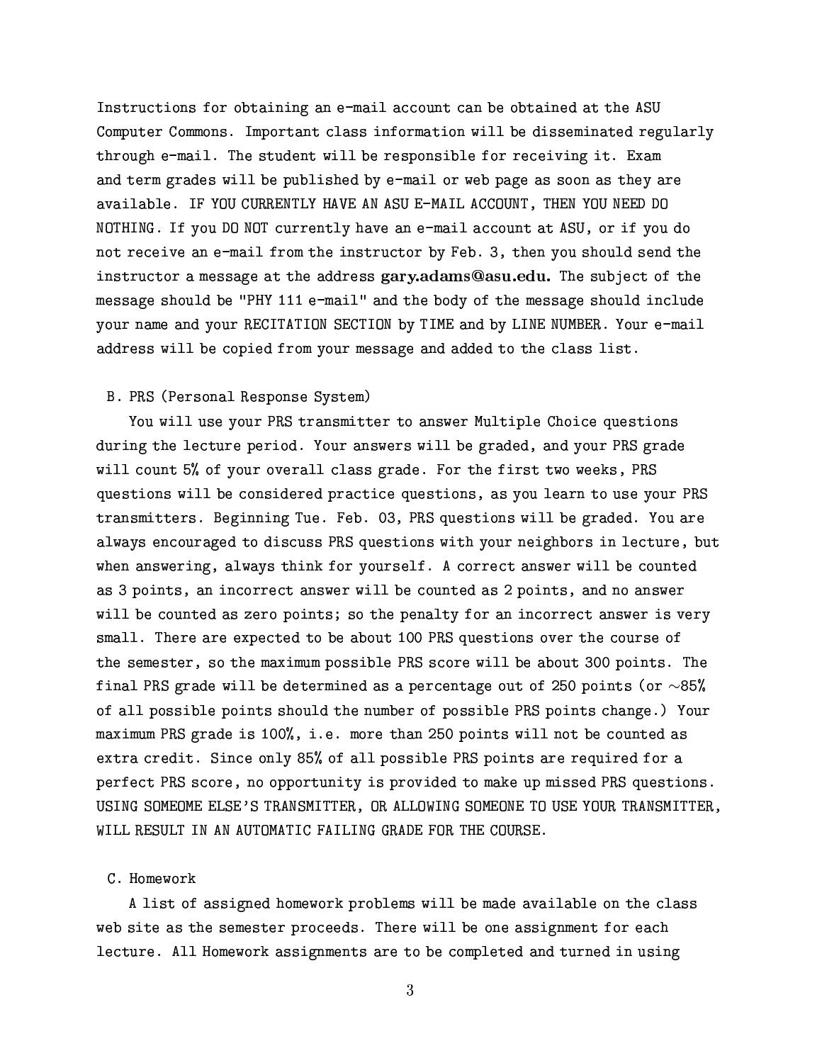Instructions for obtaining an e-mail account can be obtained at the ASU Computer Commons. Important class information will be disseminated regularly through e-mail. The student will be responsible for receiving it. Exam and term grades will be published by e-mail or web page as soon as they are available. IF YOU CURRENTLY HAVE AN ASU E-MAIL ACCOUNT, THEN YOU NEED DO NOTHING. If you DO NOT currently have an e-mail account at ASU, or if you do not receive an e-mail from the instructor by Feb. 3, then you should send the instructor a message at the address **gary.adams@asu.edu.** The subject of the message should be "PHY 111 e-mail" and the body of the message should include your name and your RECITATION SECTION by TIME and by LINE NUMBER. Your e-mail address will be copied from your message and added to the class list.

### B. PRS (Personal Response System)

You will use your PRS transmitter to answer Multiple Choice questions during the lecture period. Your answers will be graded, and your PRS grade will count 5% of your overall class grade. For the first two weeks, PRS questions will be considered practice questions, as you learn to use your PRS transmitters. Beginning Tue. Feb. 03, PRS questions will be graded. You are always encouraged to discuss PRS questions with your neighbors in lecture, but when answering, always think for yourself. A correct answer will be counted as 3 points, an incorrect answer will be counted as 2 points, and no answer will be counted as zero points; so the penalty for an incorrect answer is very small. There are expected to be about 100 PRS questions over the course of the semester, so the maximum possible PRS score will be about 300 points. The final PRS grade will be determined as a percentage out of 250 points (or $\sim$85% of all possible points should the number of possible PRS points change.) Your maximum PRS grade is 100%, i.e. more than 250 points will not be counted as extra credit. Since only 85% of all possible PRS points are required for a perfect PRS score, no opportunity is provided to make up missed PRS questions. USING SOMEOME ELSE'S TRANSMITTER, OR ALLOWING SOMEONE TO USE YOUR TRANSMITTER, WILL RESULT IN AN AUTOMATIC FAILING GRADE FOR THE COURSE.

### C. Homework

A list of assigned homework problems will be made available on the class web site as the semester proceeds. There will be one assignment for each lecture. All Homework assignments are to be completed and turned in using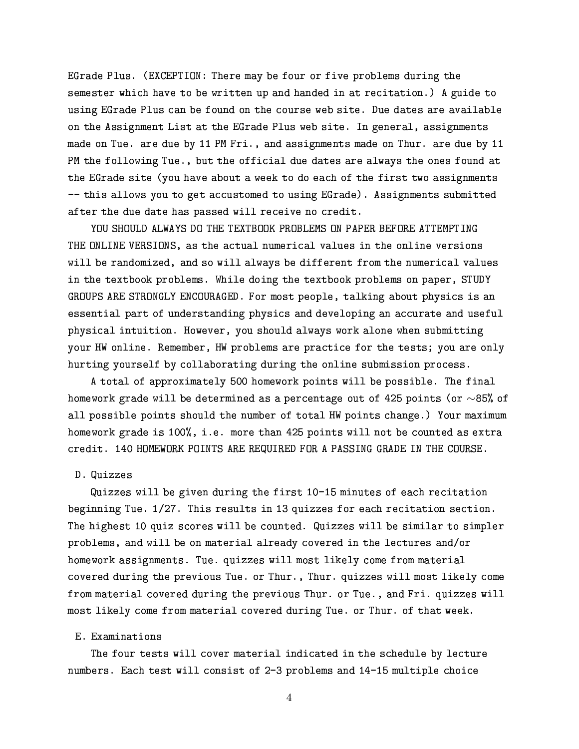EGrade Plus. (EXCEPTION: There may be four or five problems during the semester which have to be written up and handed in at recitation.) A guide to using EGrade Plus can be found on the course web site. Due dates are available on the Assignment List at the EGrade Plus web site. In general, assignments made on Tue. are due by 11 PM Fri., and assignments made on Thur. are due by 11 PM the following Tue., but the official due dates are always the ones found at the EGrade site (you have about a week to do each of the first two assignments -- this allows you to get accustomed to using EGrade). Assignments submitted after the due date has passed will receive no credit.

YOU SHOULD ALWAYS DO THE TEXTBOOK PROBLEMS ON PAPER BEFORE ATTEMPTING THE ONLINE VERSIONS, as the actual numerical values in the online versions will be randomized, and so will always be different from the numerical values in the textbook problems. While doing the textbook problems on paper, STUDY GROUPS ARE STRONGLY ENCOURAGED. For most people, talking about physics is an essential part of understanding physics and developing an accurate and useful physical intuition. However, you should always work alone when submitting your HW online. Remember, HW problems are practice for the tests; you are only hurting yourself by collaborating during the online submission process.

A total of approximately 500 homework points will be possible. The final homework grade will be determined as a percentage out of 425 points (or ~85% of all possible points should the number of total HW points change.) Your maximum homework grade is 100%, i.e. more than 425 points will not be counted as extra credit. 140 HOMEWORK POINTS ARE REQUIRED FOR A PASSING GRADE IN THE COURSE.

D. Quizzes

Quizzes will be given during the first 10-15 minutes of each recitation beginning Tue. 1/27. This results in 13 quizzes for each recitation section. The highest 10 quiz scores will be counted. Quizzes will be similar to simpler problems, and will be on material already covered in the lectures and/or homework assignments. Tue. quizzes will most likely come from material covered during the previous Tue. or Thur., Thur. quizzes will most likely come from material covered during the previous Thur. or Tue., and Fri. quizzes will most likely come from material covered during Tue. or Thur. of that week.

E. Examinations

The four tests will cover material indicated in the schedule by lecture numbers. Each test will consist of 2-3 problems and 14-15 multiple choice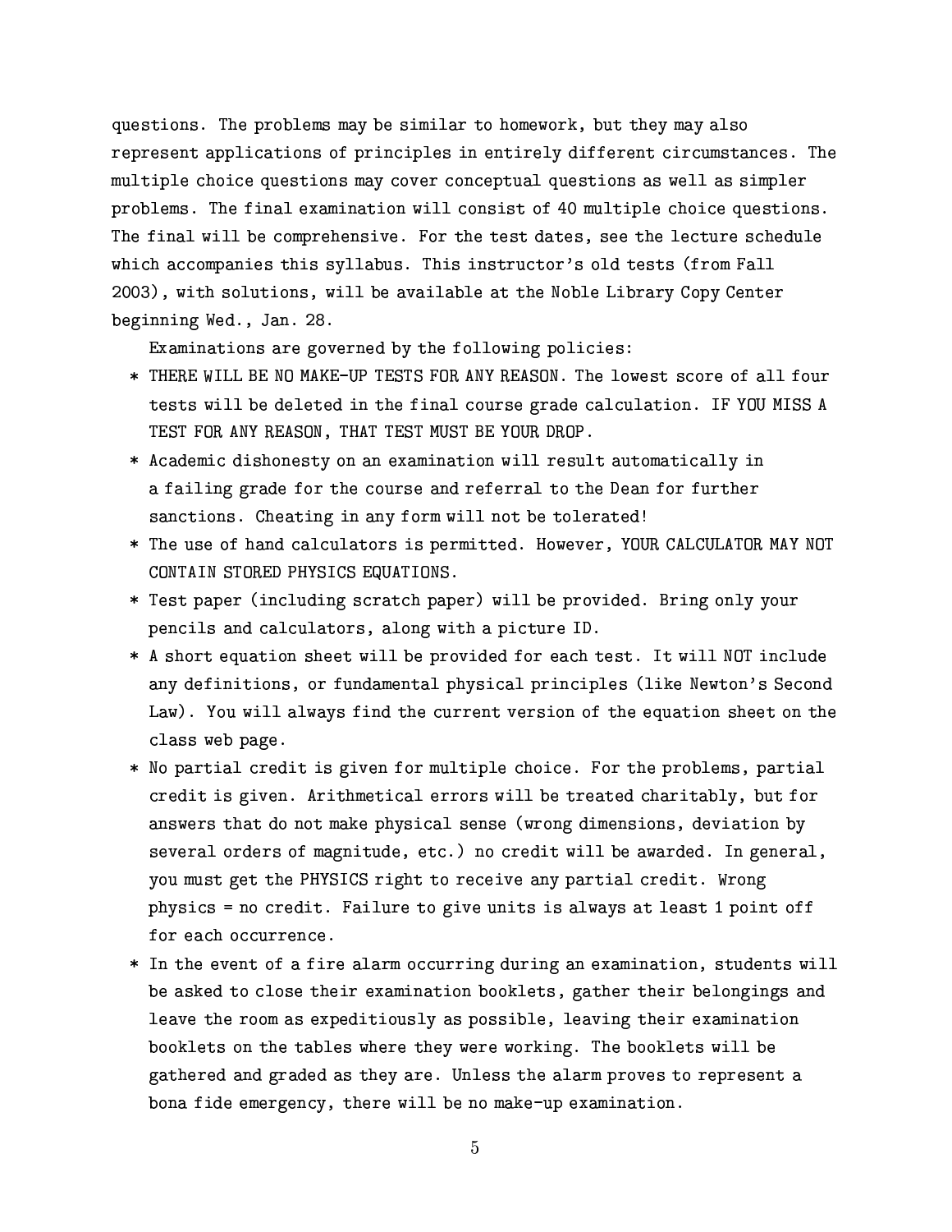questions. The problems may be similar to homework, but they may also represent applications of principles in entirely different circumstances. The multiple choice questions may cover conceptual questions as well as simpler problems. The final examination will consist of 40 multiple choice questions. The final will be comprehensive. For the test dates, see the lecture schedule which accompanies this syllabus. This instructor's old tests (from Fall 2003), with solutions, will be available at the Noble Library Copy Center beginning Wed., Jan. 28.

Examinations are governed by the following policies:

* THERE WILL BE NO MAKE-UP TESTS FOR ANY REASON. The lowest score of all four tests will be deleted in the final course grade calculation. IF YOU MISS A TEST FOR ANY REASON, THAT TEST MUST BE YOUR DROP.
* Academic dishonesty on an examination will result automatically in a failing grade for the course and referral to the Dean for further sanctions. Cheating in any form will not be tolerated!
* The use of hand calculators is permitted. However, YOUR CALCULATOR MAY NOT CONTAIN STORED PHYSICS EQUATIONS.
* Test paper (including scratch paper) will be provided. Bring only your pencils and calculators, along with a picture ID.
* A short equation sheet will be provided for each test. It will NOT include any definitions, or fundamental physical principles (like Newton's Second Law). You will always find the current version of the equation sheet on the class web page.
* No partial credit is given for multiple choice. For the problems, partial credit is given. Arithmetical errors will be treated charitably, but for answers that do not make physical sense (wrong dimensions, deviation by several orders of magnitude, etc.) no credit will be awarded. In general, you must get the PHYSICS right to receive any partial credit. Wrong physics = no credit. Failure to give units is always at least 1 point off for each occurrence.
* In the event of a fire alarm occurring during an examination, students will be asked to close their examination booklets, gather their belongings and leave the room as expeditiously as possible, leaving their examination booklets on the tables where they were working. The booklets will be gathered and graded as they are. Unless the alarm proves to represent a bona fide emergency, there will be no make-up examination.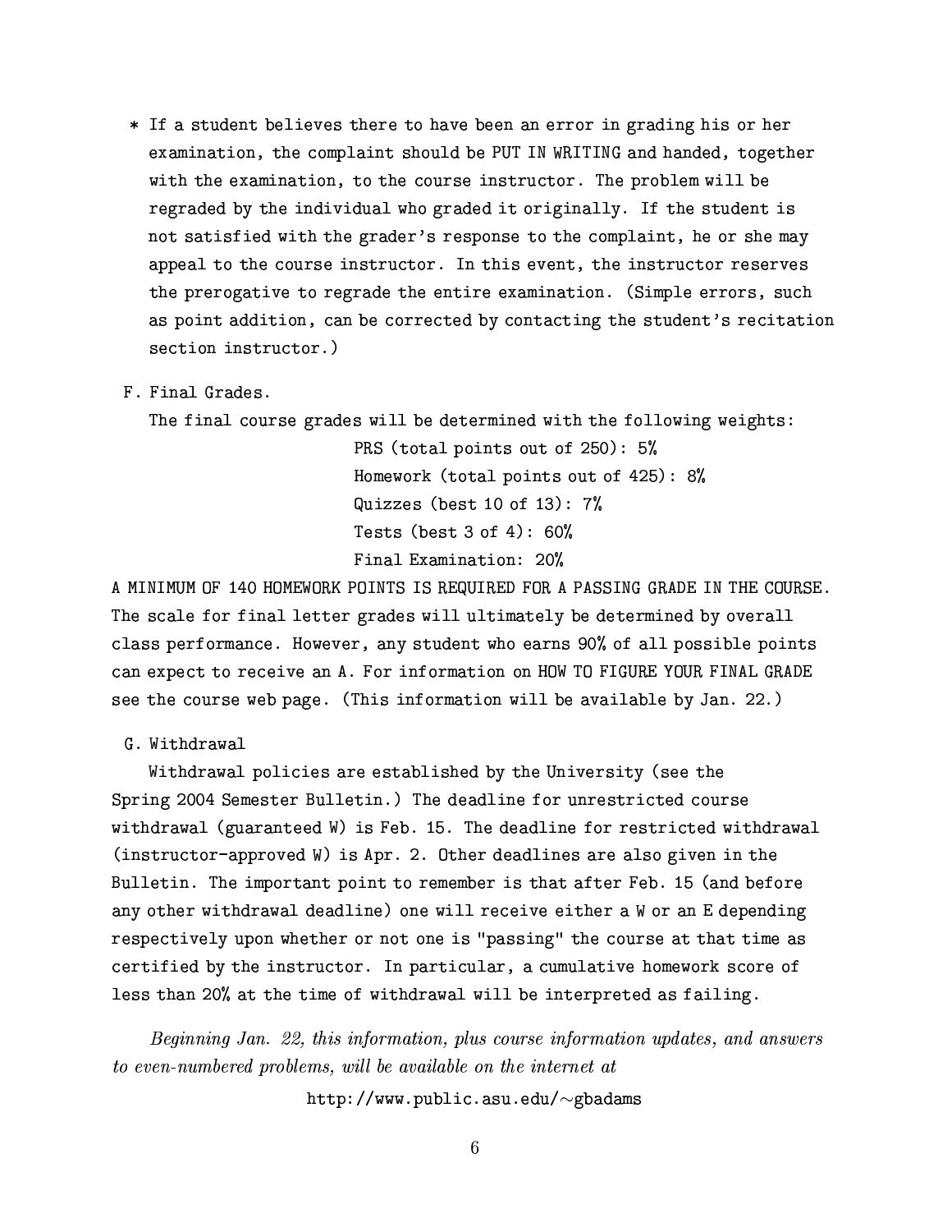* If a student believes there to have been an error in grading his or her examination, the complaint should be PUT IN WRITING and handed, together with the examination, to the course instructor. The problem will be regraded by the individual who graded it originally. If the student is not satisfied with the grader's response to the complaint, he or she may appeal to the course instructor. In this event, the instructor reserves the prerogative to regrade the entire examination. (Simple errors, such as point addition, can be corrected by contacting the student's recitation section instructor.)

F. Final Grades.

The final course grades will be determined with the following weights:

PRS (total points out of 250): 5%
Homework (total points out of 425): 8%
Quizzes (best 10 of 13): 7%
Tests (best 3 of 4): 60%
Final Examination: 20%

A MINIMUM OF 140 HOMEWORK POINTS IS REQUIRED FOR A PASSING GRADE IN THE COURSE. The scale for final letter grades will ultimately be determined by overall class performance. However, any student who earns 90% of all possible points can expect to receive an A. For information on HOW TO FIGURE YOUR FINAL GRADE see the course web page. (This information will be available by Jan. 22.)

G. Withdrawal

Withdrawal policies are established by the University (see the Spring 2004 Semester Bulletin.) The deadline for unrestricted course withdrawal (guaranteed W) is Feb. 15. The deadline for restricted withdrawal (instructor-approved W) is Apr. 2. Other deadlines are also given in the Bulletin. The important point to remember is that after Feb. 15 (and before any other withdrawal deadline) one will receive either a W or an E depending respectively upon whether or not one is "passing" the course at that time as certified by the instructor. In particular, a cumulative homework score of less than 20% at the time of withdrawal will be interpreted as failing.

*Beginning Jan. 22, this information, plus course information updates, and answers to even-numbered problems, will be available on the internet at*

http://www.public.asu.edu/~gbadams